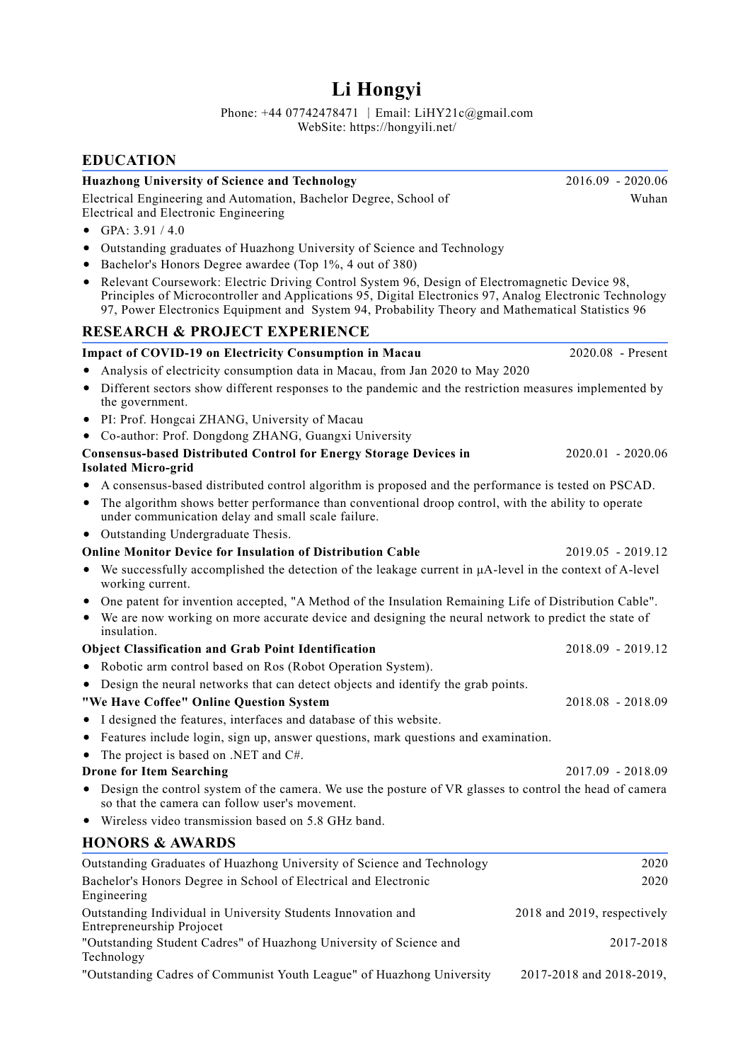# Li Hongyi

Phone: +44 07742478471 | Email: LiHY21c@gmail.com
WebSite: https://hongyili.net/

## EDUCATION

**Huazhong University of Science and Technology** — 2016.09 - 2020.06

Electrical Engineering and Automation, Bachelor Degree, School of Electrical and Electronic Engineering — Wuhan

- GPA: 3.91 / 4.0
- Outstanding graduates of Huazhong University of Science and Technology
- Bachelor's Honors Degree awardee (Top 1%, 4 out of 380)
- Relevant Coursework: Electric Driving Control System 96, Design of Electromagnetic Device 98, Principles of Microcontroller and Applications 95, Digital Electronics 97, Analog Electronic Technology 97, Power Electronics Equipment and System 94, Probability Theory and Mathematical Statistics 96

## RESEARCH & PROJECT EXPERIENCE

**Impact of COVID-19 on Electricity Consumption in Macau** — 2020.08 - Present

- Analysis of electricity consumption data in Macau, from Jan 2020 to May 2020
- Different sectors show different responses to the pandemic and the restriction measures implemented by the government.
- PI: Prof. Hongcai ZHANG, University of Macau
- Co-author: Prof. Dongdong ZHANG, Guangxi University

**Consensus-based Distributed Control for Energy Storage Devices in Isolated Micro-grid** — 2020.01 - 2020.06

- A consensus-based distributed control algorithm is proposed and the performance is tested on PSCAD.
- The algorithm shows better performance than conventional droop control, with the ability to operate under communication delay and small scale failure.
- Outstanding Undergraduate Thesis.

**Online Monitor Device for Insulation of Distribution Cable** — 2019.05 - 2019.12

- We successfully accomplished the detection of the leakage current in μA-level in the context of A-level working current.
- One patent for invention accepted, "A Method of the Insulation Remaining Life of Distribution Cable".
- We are now working on more accurate device and designing the neural network to predict the state of insulation.

**Object Classification and Grab Point Identification** — 2018.09 - 2019.12

- Robotic arm control based on Ros (Robot Operation System).
- Design the neural networks that can detect objects and identify the grab points.

**"We Have Coffee" Online Question System** — 2018.08 - 2018.09

- I designed the features, interfaces and database of this website.
- Features include login, sign up, answer questions, mark questions and examination.
- The project is based on .NET and C#.

**Drone for Item Searching** — 2017.09 - 2018.09

- Design the control system of the camera. We use the posture of VR glasses to control the head of camera so that the camera can follow user's movement.
- Wireless video transmission based on 5.8 GHz band.

## HONORS & AWARDS

| Award | Year |
| --- | --- |
| Outstanding Graduates of Huazhong University of Science and Technology | 2020 |
| Bachelor's Honors Degree in School of Electrical and Electronic Engineering | 2020 |
| Outstanding Individual in University Students Innovation and Entrepreneurship Projocet | 2018 and 2019, respectively |
| "Outstanding Student Cadres" of Huazhong University of Science and Technology | 2017-2018 |
| "Outstanding Cadres of Communist Youth League" of Huazhong University | 2017-2018 and 2018-2019, |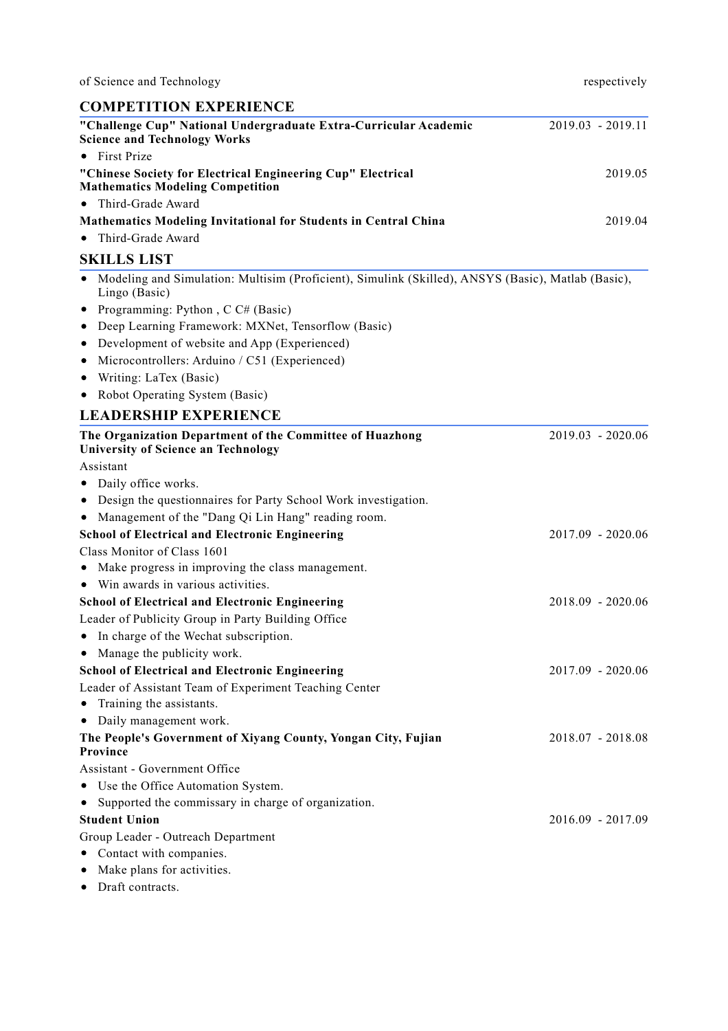of Science and Technology respectively

## COMPETITION EXPERIENCE

**"Challenge Cup" National Undergraduate Extra-Curricular Academic Science and Technology Works** 2019.03 - 2019.11

- First Prize

**"Chinese Society for Electrical Engineering Cup" Electrical Mathematics Modeling Competition** 2019.05

- Third-Grade Award

**Mathematics Modeling Invitational for Students in Central China** 2019.04

- Third-Grade Award

## SKILLS LIST

- Modeling and Simulation: Multisim (Proficient), Simulink (Skilled), ANSYS (Basic), Matlab (Basic), Lingo (Basic)
- Programming: Python , C C# (Basic)
- Deep Learning Framework: MXNet, Tensorflow (Basic)
- Development of website and App (Experienced)
- Microcontrollers: Arduino / C51 (Experienced)
- Writing: LaTex (Basic)
- Robot Operating System (Basic)

## LEADERSHIP EXPERIENCE

**The Organization Department of the Committee of Huazhong University of Science an Technology** 2019.03 - 2020.06

Assistant

- Daily office works.
- Design the questionnaires for Party School Work investigation.
- Management of the "Dang Qi Lin Hang" reading room.

**School of Electrical and Electronic Engineering** 2017.09 - 2020.06

Class Monitor of Class 1601

- Make progress in improving the class management.
- Win awards in various activities.

**School of Electrical and Electronic Engineering** 2018.09 - 2020.06

Leader of Publicity Group in Party Building Office

- In charge of the Wechat subscription.
- Manage the publicity work.

**School of Electrical and Electronic Engineering** 2017.09 - 2020.06

Leader of Assistant Team of Experiment Teaching Center

- Training the assistants.
- Daily management work.

**The People's Government of Xiyang County, Yongan City, Fujian Province** 2018.07 - 2018.08

Assistant - Government Office

- Use the Office Automation System.
- Supported the commissary in charge of organization.

**Student Union** 2016.09 - 2017.09

Group Leader - Outreach Department

- Contact with companies.
- Make plans for activities.
- Draft contracts.